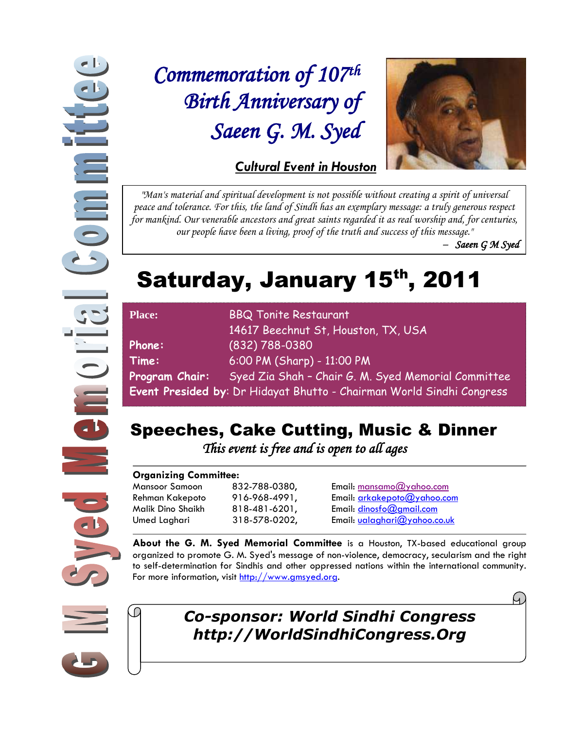G M Syed Memorial Committee

# *Commemoration of 107th Birth Anniversary of Saeen G. M. Syed*

***Cultural Event in Houston***

> *"Man's material and spiritual development is not possible without creating a spirit of universal peace and tolerance. For this, the land of Sindh has an exemplary message: a truly generous respect for mankind. Our venerable ancestors and great saints regarded it as real worship and, for centuries, our people have been a living, proof of the truth and success of this message."*
>
> – *Saeen G M Syed*

# Saturday, January 15th, 2011

**Place:** BBQ Tonite Restaurant
14617 Beechnut St, Houston, TX, USA

**Phone:** (832) 788-0380

**Time:** 6:00 PM (Sharp) - 11:00 PM

**Program Chair:** Syed Zia Shah – Chair G. M. Syed Memorial Committee

**Event Presided by**: Dr Hidayat Bhutto - Chairman World Sindhi Congress

## Speeches, Cake Cutting, Music & Dinner

*This event is free and is open to all ages*

**Organizing Committee:**

| Name | Phone | Email |
|---|---|---|
| Mansoor Samoon | 832-788-0380, | Email: mansamo@yahoo.com |
| Rehman Kakepoto | 916-968-4991, | Email: arkakepoto@yahoo.com |
| Malik Dino Shaikh | 818-481-6201, | Email: dinosfo@gmail.com |
| Umed Laghari | 318-578-0202, | Email: ualaghari@yahoo.co.uk |

**About the G. M. Syed Memorial Committee** is a Houston, TX-based educational group organized to promote G. M. Syed's message of non-violence, democracy, secularism and the right to self-determination for Sindhis and other oppressed nations within the international community. For more information, visit http://www.gmsyed.org.

***Co-sponsor: World Sindhi Congress***
***http://WorldSindhiCongress.Org***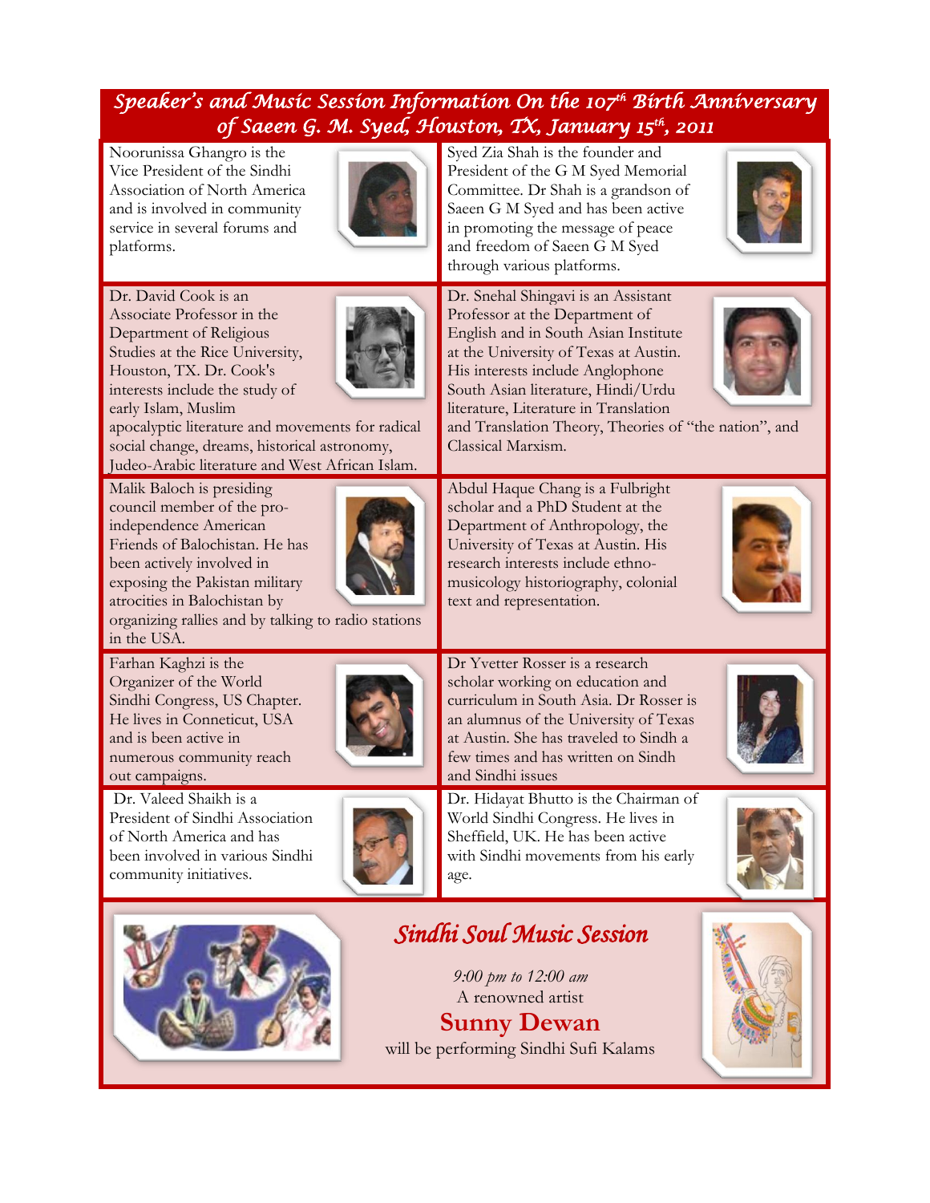# Speaker's and Music Session Information On the 107th Birth Anniversary of Saeen G. M. Syed, Houston, TX, January 15th, 2011

Noorunissa Ghangro is the Vice President of the Sindhi Association of North America and is involved in community service in several forums and platforms.

Syed Zia Shah is the founder and President of the G M Syed Memorial Committee. Dr Shah is a grandson of Saeen G M Syed and has been active in promoting the message of peace and freedom of Saeen G M Syed through various platforms.

Dr. David Cook is an Associate Professor in the Department of Religious Studies at the Rice University, Houston, TX. Dr. Cook's interests include the study of early Islam, Muslim apocalyptic literature and movements for radical social change, dreams, historical astronomy, Judeo-Arabic literature and West African Islam.

Dr. Snehal Shingavi is an Assistant Professor at the Department of English and in South Asian Institute at the University of Texas at Austin. His interests include Anglophone South Asian literature, Hindi/Urdu literature, Literature in Translation and Translation Theory, Theories of "the nation", and Classical Marxism.

Malik Baloch is presiding council member of the pro-independence American Friends of Balochistan. He has been actively involved in exposing the Pakistan military atrocities in Balochistan by organizing rallies and by talking to radio stations in the USA.

Abdul Haque Chang is a Fulbright scholar and a PhD Student at the Department of Anthropology, the University of Texas at Austin. His research interests include ethno-musicology historiography, colonial text and representation.

Farhan Kaghzi is the Organizer of the World Sindhi Congress, US Chapter. He lives in Conneticut, USA and is been active in numerous community reach out campaigns.

Dr Yvetter Rosser is a research scholar working on education and curriculum in South Asia. Dr Rosser is an alumnus of the University of Texas at Austin. She has traveled to Sindh a few times and has written on Sindh and Sindhi issues

Dr. Valeed Shaikh is a President of Sindhi Association of North America and has been involved in various Sindhi community initiatives.

Dr. Hidayat Bhutto is the Chairman of World Sindhi Congress. He lives in Sheffield, UK. He has been active with Sindhi movements from his early age.

## *Sindhi Soul Music Session*

*9:00 pm to 12:00 am*

A renowned artist

**Sunny Dewan**

will be performing Sindhi Sufi Kalams